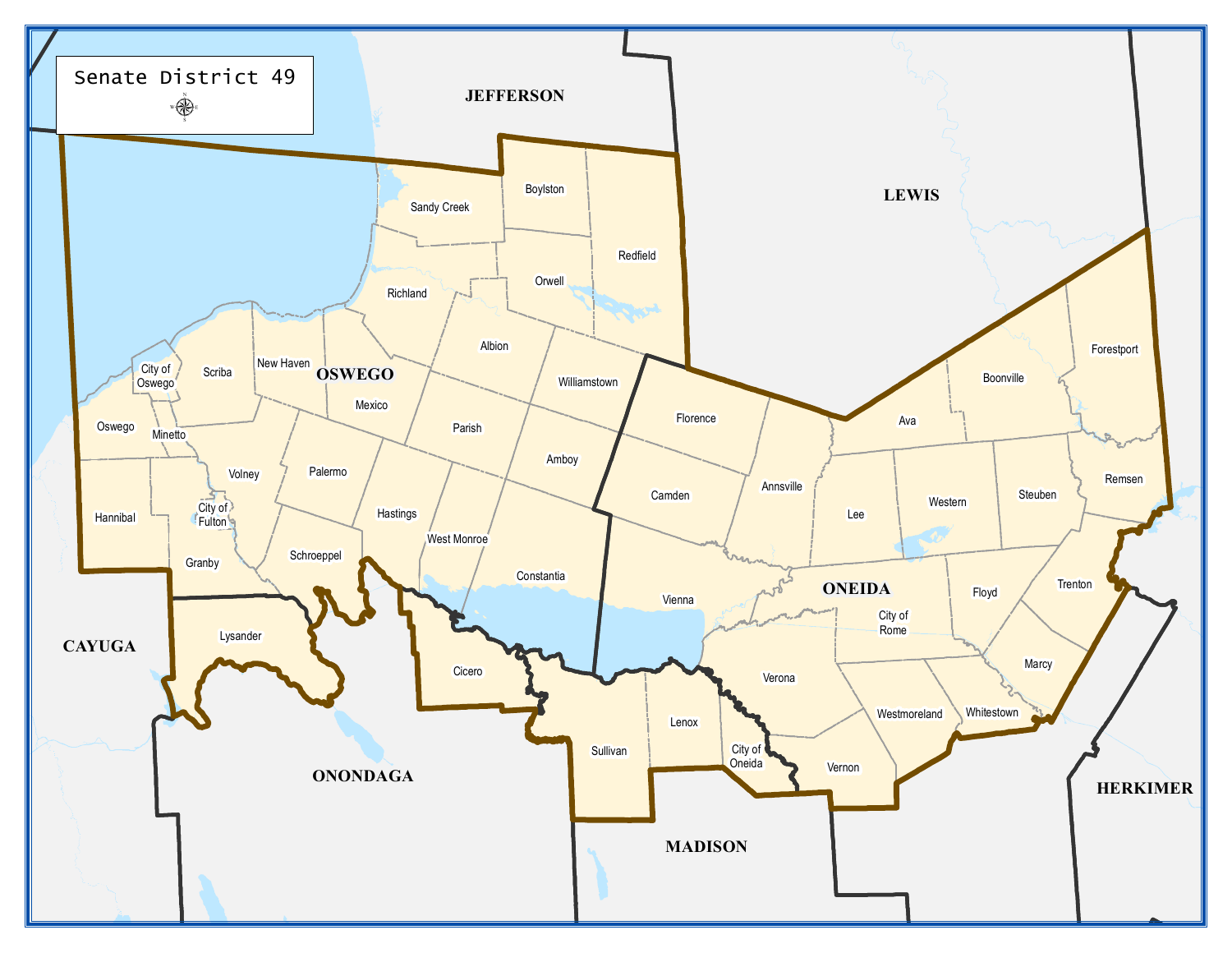# Senate District 49

JEFFERSON

LEWIS

OSWEGO

ONEIDA

CAYUGA

ONONDAGA

MADISON

HERKIMER

Sandy Creek, Boylston, Redfield, Orwell, Richland, Albion, Williamstown, City of Oswego, Scriba, New Haven, Mexico, Parish, Amboy, Oswego, Minetto, Volney, Palermo, Hastings, West Monroe, Constantia, Hannibal, City of Fulton, Granby, Schroeppel, Lysander, Cicero, Sullivan, Lenox, City of Oneida, Florence, Camden, Annsville, Vienna, Ava, Boonville, Forestport, Lee, Western, Steuben, Remsen, Floyd, Trenton, City of Rome, Marcy, Verona, Westmoreland, Whitestown, Vernon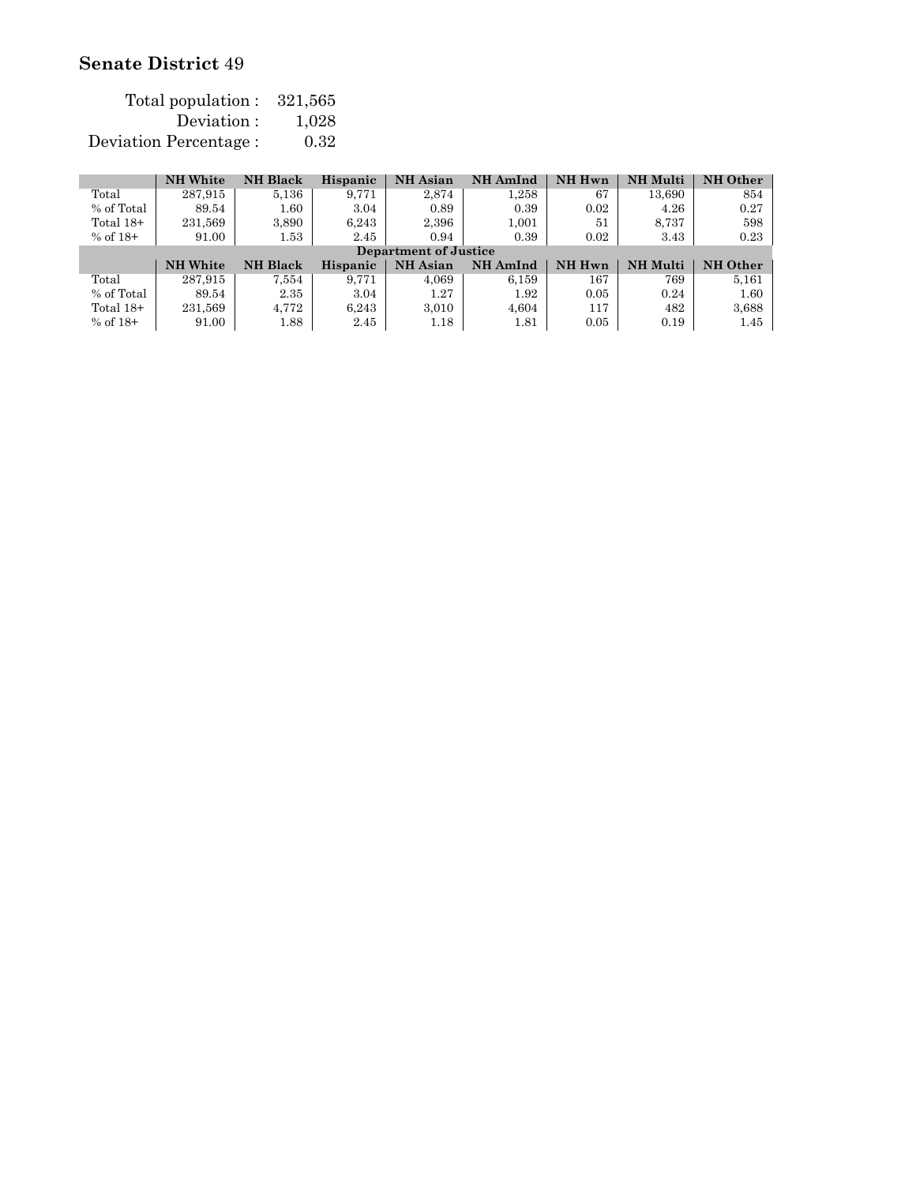**Senate District** 49

Total population : 321,565
Deviation : 1,028
Deviation Percentage : 0.32

| | NH White | NH Black | Hispanic | NH Asian | NH AmInd | NH Hwn | NH Multi | NH Other |
|---|---|---|---|---|---|---|---|---|
| Total | 287,915 | 5,136 | 9,771 | 2,874 | 1,258 | 67 | 13,690 | 854 |
| % of Total | 89.54 | 1.60 | 3.04 | 0.89 | 0.39 | 0.02 | 4.26 | 0.27 |
| Total 18+ | 231,569 | 3,890 | 6,243 | 2,396 | 1,001 | 51 | 8,737 | 598 |
| % of 18+ | 91.00 | 1.53 | 2.45 | 0.94 | 0.39 | 0.02 | 3.43 | 0.23 |
| **Department of Justice** | | | | | | | | |
| | **NH White** | **NH Black** | **Hispanic** | **NH Asian** | **NH AmInd** | **NH Hwn** | **NH Multi** | **NH Other** |
| Total | 287,915 | 7,554 | 9,771 | 4,069 | 6,159 | 167 | 769 | 5,161 |
| % of Total | 89.54 | 2.35 | 3.04 | 1.27 | 1.92 | 0.05 | 0.24 | 1.60 |
| Total 18+ | 231,569 | 4,772 | 6,243 | 3,010 | 4,604 | 117 | 482 | 3,688 |
| % of 18+ | 91.00 | 1.88 | 2.45 | 1.18 | 1.81 | 0.05 | 0.19 | 1.45 |